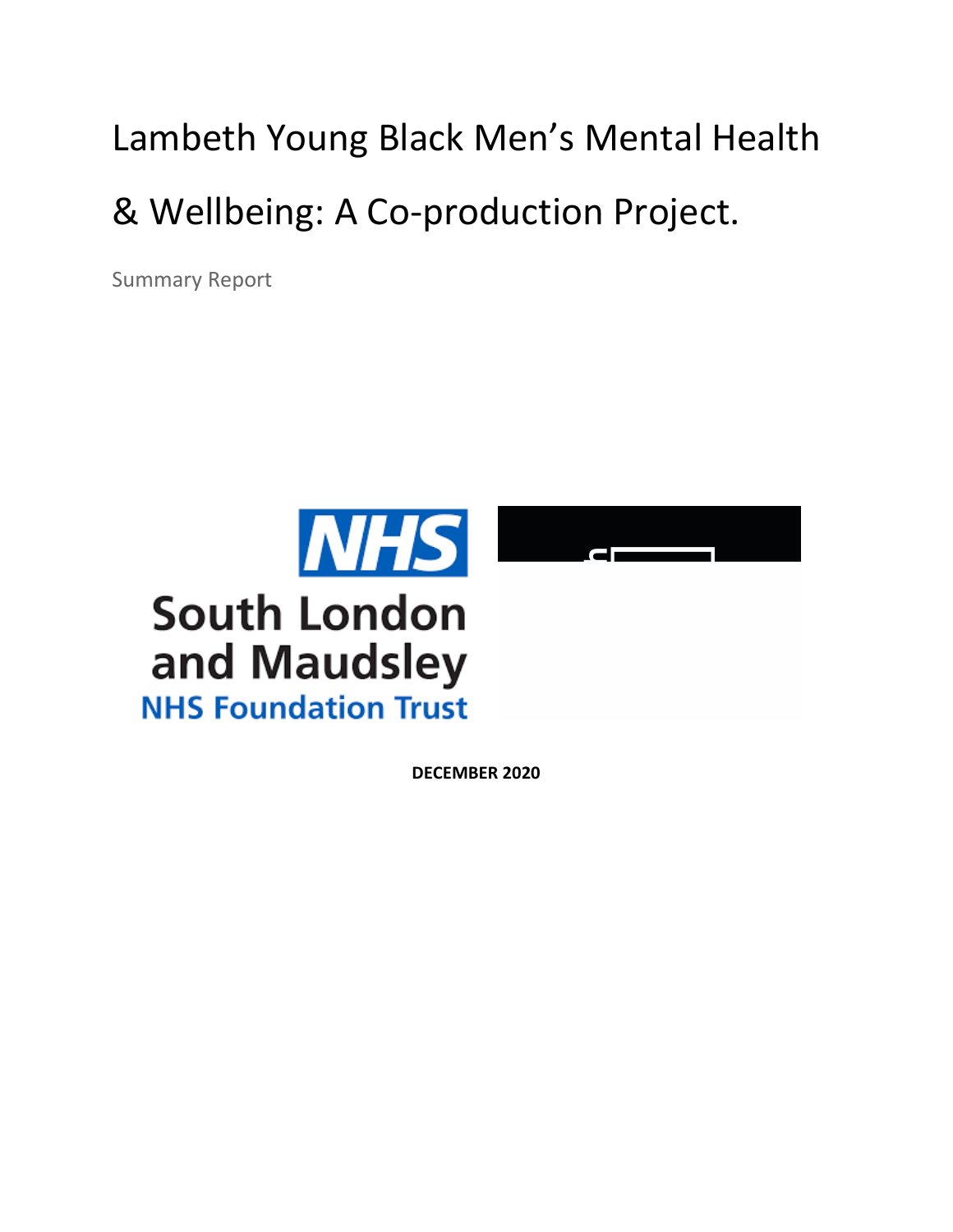# Lambeth Young Black Men's Mental Health & Wellbeing: A Co-production Project.

Summary Report

NHS South London and Maudsley NHS Foundation Trust

**DECEMBER 2020**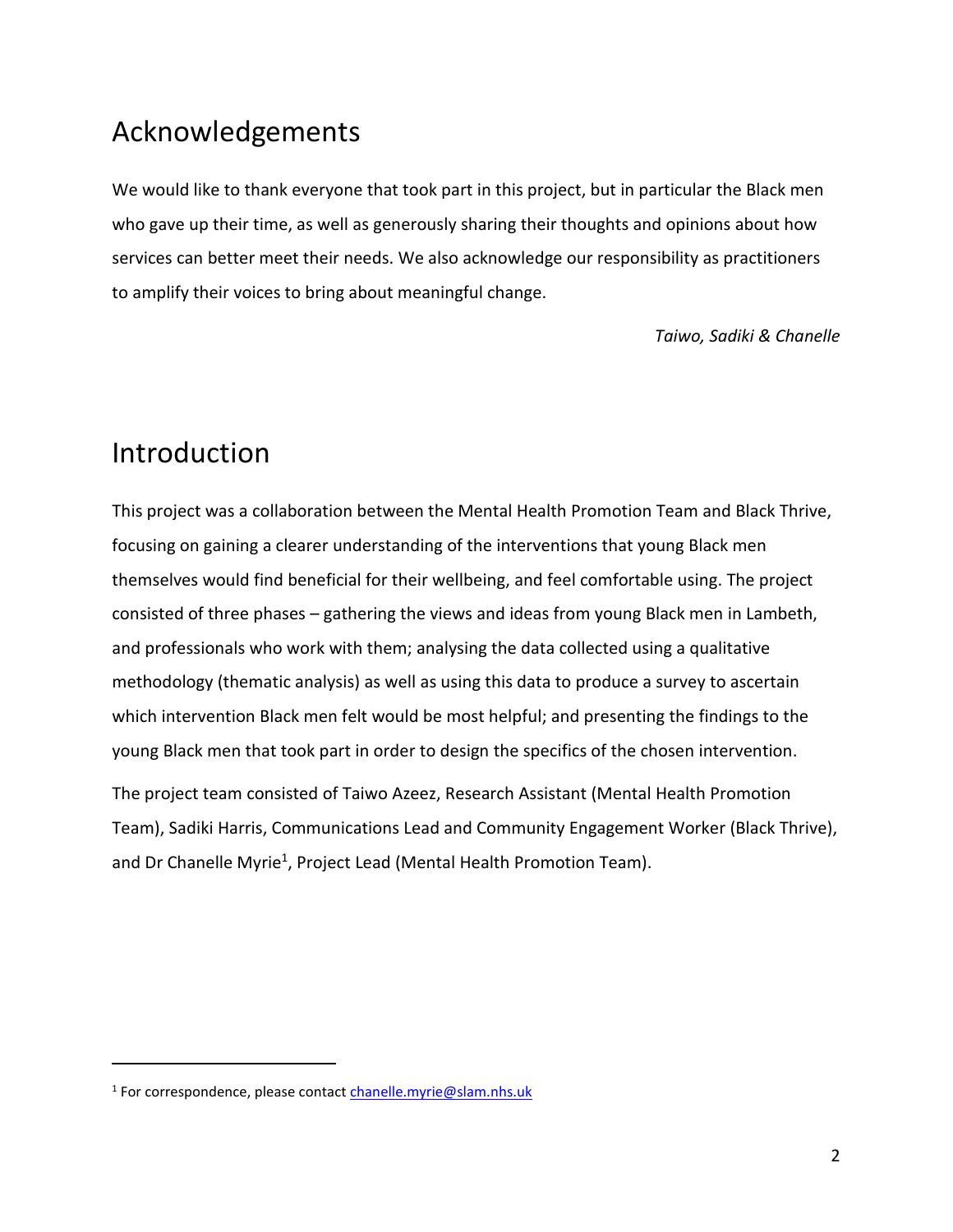# Acknowledgements

We would like to thank everyone that took part in this project, but in particular the Black men who gave up their time, as well as generously sharing their thoughts and opinions about how services can better meet their needs. We also acknowledge our responsibility as practitioners to amplify their voices to bring about meaningful change.

*Taiwo, Sadiki & Chanelle*

# Introduction

This project was a collaboration between the Mental Health Promotion Team and Black Thrive, focusing on gaining a clearer understanding of the interventions that young Black men themselves would find beneficial for their wellbeing, and feel comfortable using. The project consisted of three phases – gathering the views and ideas from young Black men in Lambeth, and professionals who work with them; analysing the data collected using a qualitative methodology (thematic analysis) as well as using this data to produce a survey to ascertain which intervention Black men felt would be most helpful; and presenting the findings to the young Black men that took part in order to design the specifics of the chosen intervention.

The project team consisted of Taiwo Azeez, Research Assistant (Mental Health Promotion Team), Sadiki Harris, Communications Lead and Community Engagement Worker (Black Thrive), and Dr Chanelle Myrie[1], Project Lead (Mental Health Promotion Team).

[1] For correspondence, please contact chanelle.myrie@slam.nhs.uk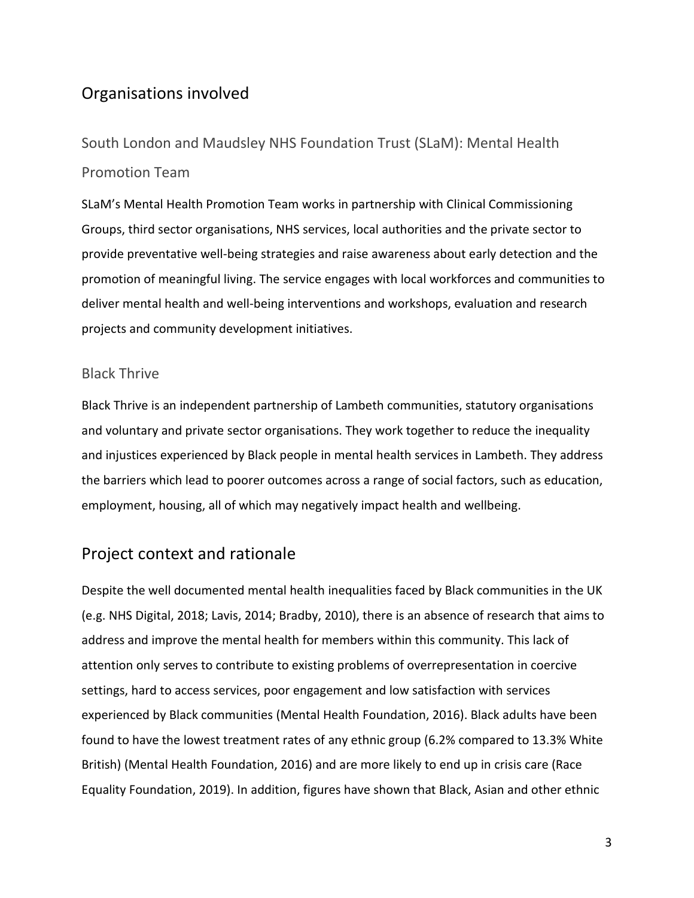## Organisations involved

### South London and Maudsley NHS Foundation Trust (SLaM): Mental Health Promotion Team

SLaM's Mental Health Promotion Team works in partnership with Clinical Commissioning Groups, third sector organisations, NHS services, local authorities and the private sector to provide preventative well-being strategies and raise awareness about early detection and the promotion of meaningful living. The service engages with local workforces and communities to deliver mental health and well-being interventions and workshops, evaluation and research projects and community development initiatives.

### Black Thrive

Black Thrive is an independent partnership of Lambeth communities, statutory organisations and voluntary and private sector organisations. They work together to reduce the inequality and injustices experienced by Black people in mental health services in Lambeth. They address the barriers which lead to poorer outcomes across a range of social factors, such as education, employment, housing, all of which may negatively impact health and wellbeing.

## Project context and rationale

Despite the well documented mental health inequalities faced by Black communities in the UK (e.g. NHS Digital, 2018; Lavis, 2014; Bradby, 2010), there is an absence of research that aims to address and improve the mental health for members within this community. This lack of attention only serves to contribute to existing problems of overrepresentation in coercive settings, hard to access services, poor engagement and low satisfaction with services experienced by Black communities (Mental Health Foundation, 2016). Black adults have been found to have the lowest treatment rates of any ethnic group (6.2% compared to 13.3% White British) (Mental Health Foundation, 2016) and are more likely to end up in crisis care (Race Equality Foundation, 2019). In addition, figures have shown that Black, Asian and other ethnic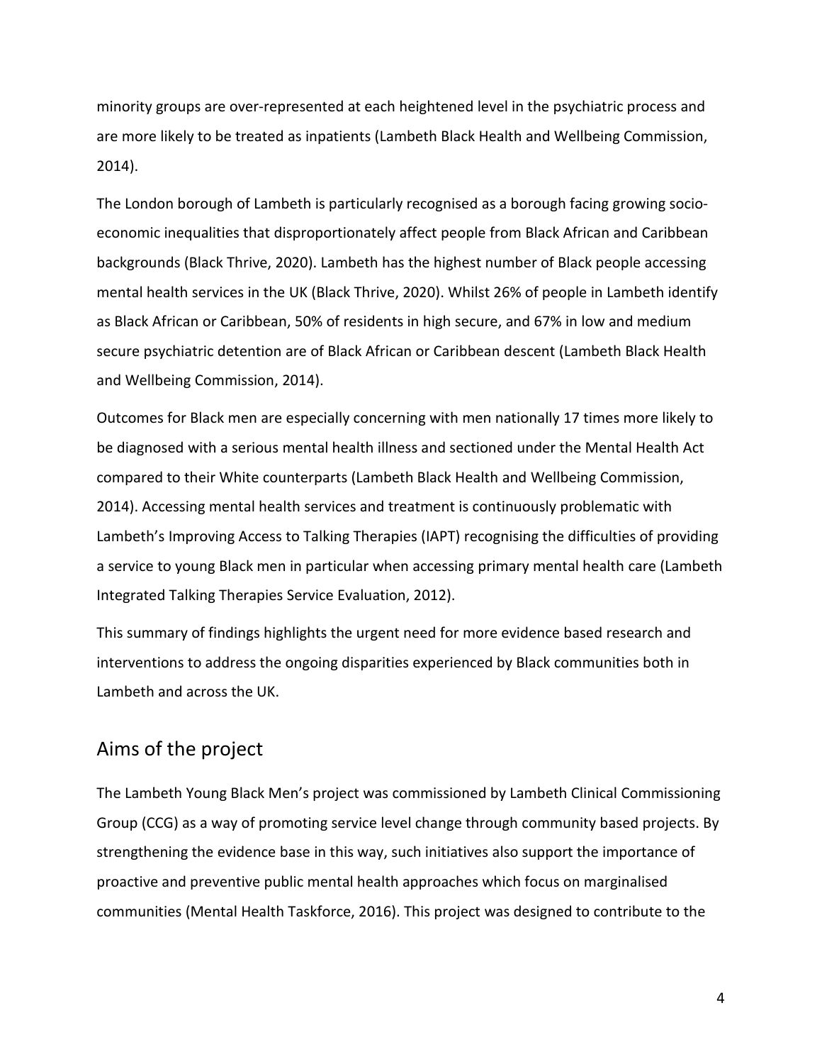minority groups are over-represented at each heightened level in the psychiatric process and are more likely to be treated as inpatients (Lambeth Black Health and Wellbeing Commission, 2014).

The London borough of Lambeth is particularly recognised as a borough facing growing socio-economic inequalities that disproportionately affect people from Black African and Caribbean backgrounds (Black Thrive, 2020). Lambeth has the highest number of Black people accessing mental health services in the UK (Black Thrive, 2020). Whilst 26% of people in Lambeth identify as Black African or Caribbean, 50% of residents in high secure, and 67% in low and medium secure psychiatric detention are of Black African or Caribbean descent (Lambeth Black Health and Wellbeing Commission, 2014).

Outcomes for Black men are especially concerning with men nationally 17 times more likely to be diagnosed with a serious mental health illness and sectioned under the Mental Health Act compared to their White counterparts (Lambeth Black Health and Wellbeing Commission, 2014). Accessing mental health services and treatment is continuously problematic with Lambeth's Improving Access to Talking Therapies (IAPT) recognising the difficulties of providing a service to young Black men in particular when accessing primary mental health care (Lambeth Integrated Talking Therapies Service Evaluation, 2012).

This summary of findings highlights the urgent need for more evidence based research and interventions to address the ongoing disparities experienced by Black communities both in Lambeth and across the UK.

## Aims of the project

The Lambeth Young Black Men's project was commissioned by Lambeth Clinical Commissioning Group (CCG) as a way of promoting service level change through community based projects. By strengthening the evidence base in this way, such initiatives also support the importance of proactive and preventive public mental health approaches which focus on marginalised communities (Mental Health Taskforce, 2016). This project was designed to contribute to the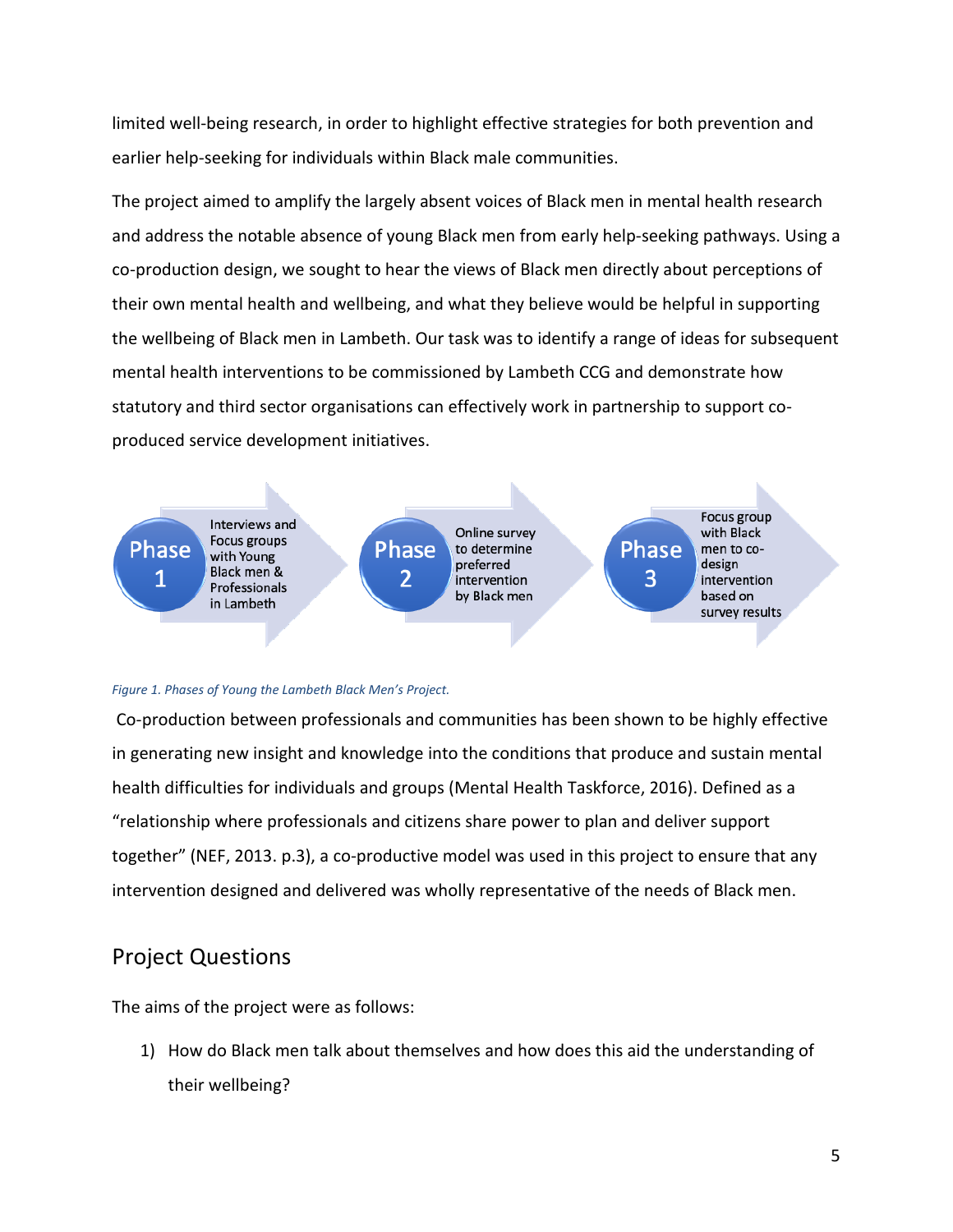limited well-being research, in order to highlight effective strategies for both prevention and earlier help-seeking for individuals within Black male communities.

The project aimed to amplify the largely absent voices of Black men in mental health research and address the notable absence of young Black men from early help-seeking pathways. Using a co-production design, we sought to hear the views of Black men directly about perceptions of their own mental health and wellbeing, and what they believe would be helpful in supporting the wellbeing of Black men in Lambeth. Our task was to identify a range of ideas for subsequent mental health interventions to be commissioned by Lambeth CCG and demonstrate how statutory and third sector organisations can effectively work in partnership to support co-produced service development initiatives.

Phase 1
Interviews and Focus groups with Young Black men & Professionals in Lambeth

Phase 2
Online survey to determine preferred intervention by Black men

Phase 3
Focus group with Black men to co-design intervention based on survey results

*Figure 1. Phases of Young the Lambeth Black Men's Project.*

Co-production between professionals and communities has been shown to be highly effective in generating new insight and knowledge into the conditions that produce and sustain mental health difficulties for individuals and groups (Mental Health Taskforce, 2016). Defined as a "relationship where professionals and citizens share power to plan and deliver support together" (NEF, 2013. p.3), a co-productive model was used in this project to ensure that any intervention designed and delivered was wholly representative of the needs of Black men.

## Project Questions

The aims of the project were as follows:

1) How do Black men talk about themselves and how does this aid the understanding of their wellbeing?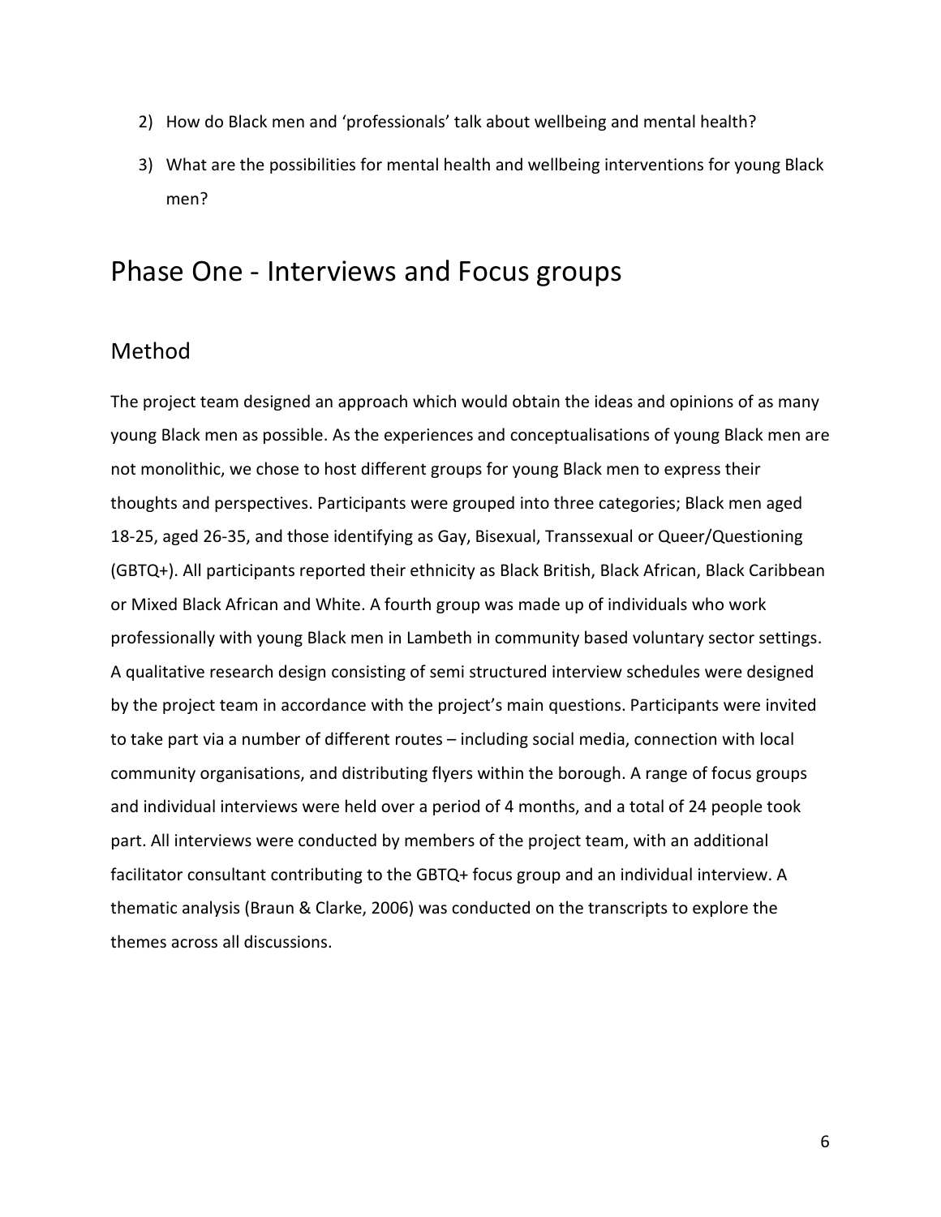2) How do Black men and 'professionals' talk about wellbeing and mental health?
3) What are the possibilities for mental health and wellbeing interventions for young Black men?

# Phase One - Interviews and Focus groups

## Method

The project team designed an approach which would obtain the ideas and opinions of as many young Black men as possible. As the experiences and conceptualisations of young Black men are not monolithic, we chose to host different groups for young Black men to express their thoughts and perspectives. Participants were grouped into three categories; Black men aged 18-25, aged 26-35, and those identifying as Gay, Bisexual, Transsexual or Queer/Questioning (GBTQ+). All participants reported their ethnicity as Black British, Black African, Black Caribbean or Mixed Black African and White. A fourth group was made up of individuals who work professionally with young Black men in Lambeth in community based voluntary sector settings. A qualitative research design consisting of semi structured interview schedules were designed by the project team in accordance with the project's main questions. Participants were invited to take part via a number of different routes – including social media, connection with local community organisations, and distributing flyers within the borough. A range of focus groups and individual interviews were held over a period of 4 months, and a total of 24 people took part. All interviews were conducted by members of the project team, with an additional facilitator consultant contributing to the GBTQ+ focus group and an individual interview. A thematic analysis (Braun & Clarke, 2006) was conducted on the transcripts to explore the themes across all discussions.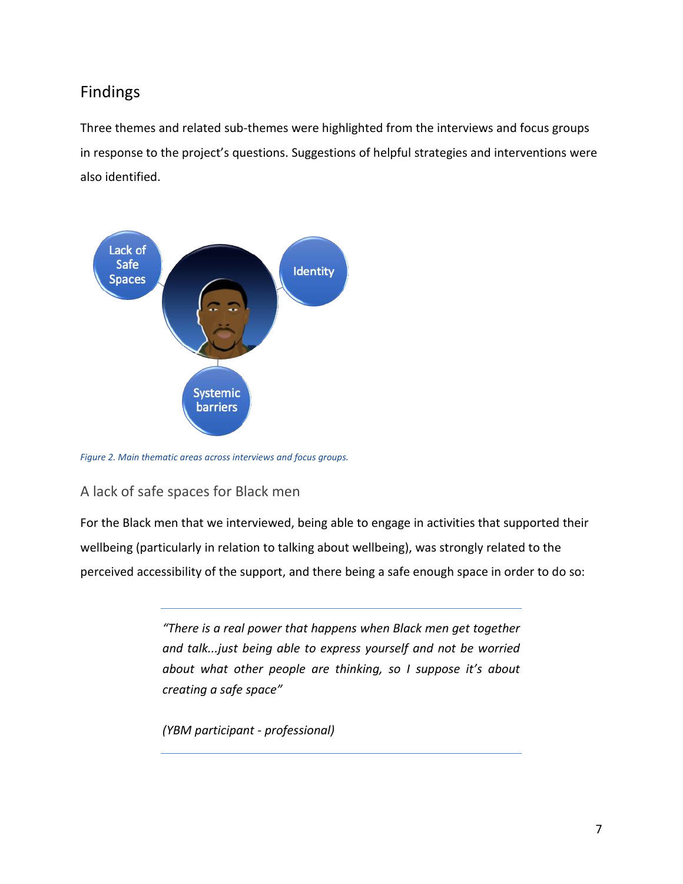## Findings

Three themes and related sub-themes were highlighted from the interviews and focus groups in response to the project's questions. Suggestions of helpful strategies and interventions were also identified.

Lack of Safe Spaces

Identity

Systemic barriers

*Figure 2. Main thematic areas across interviews and focus groups.*

### A lack of safe spaces for Black men

For the Black men that we interviewed, being able to engage in activities that supported their wellbeing (particularly in relation to talking about wellbeing), was strongly related to the perceived accessibility of the support, and there being a safe enough space in order to do so:

> *"There is a real power that happens when Black men get together and talk...just being able to express yourself and not be worried about what other people are thinking, so I suppose it's about creating a safe space"*
>
> *(YBM participant - professional)*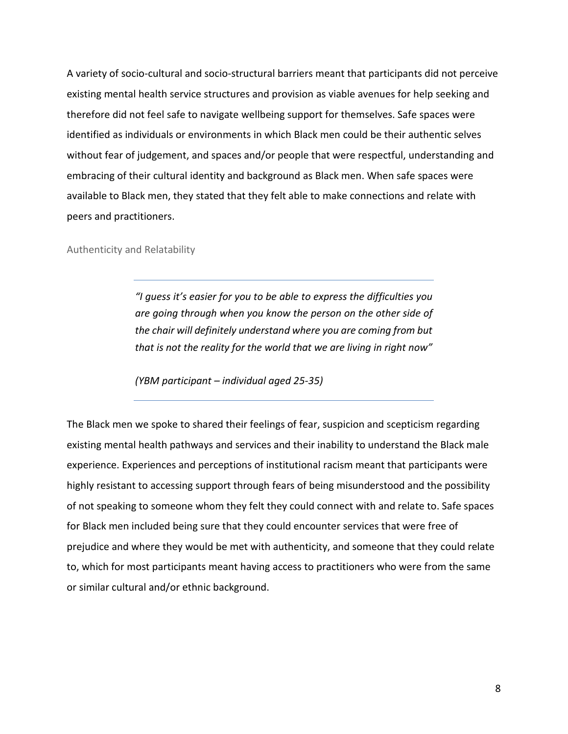A variety of socio-cultural and socio-structural barriers meant that participants did not perceive existing mental health service structures and provision as viable avenues for help seeking and therefore did not feel safe to navigate wellbeing support for themselves. Safe spaces were identified as individuals or environments in which Black men could be their authentic selves without fear of judgement, and spaces and/or people that were respectful, understanding and embracing of their cultural identity and background as Black men. When safe spaces were available to Black men, they stated that they felt able to make connections and relate with peers and practitioners.

### Authenticity and Relatability

> *"I guess it's easier for you to be able to express the difficulties you are going through when you know the person on the other side of the chair will definitely understand where you are coming from but that is not the reality for the world that we are living in right now"*
>
> *(YBM participant – individual aged 25-35)*

The Black men we spoke to shared their feelings of fear, suspicion and scepticism regarding existing mental health pathways and services and their inability to understand the Black male experience. Experiences and perceptions of institutional racism meant that participants were highly resistant to accessing support through fears of being misunderstood and the possibility of not speaking to someone whom they felt they could connect with and relate to. Safe spaces for Black men included being sure that they could encounter services that were free of prejudice and where they would be met with authenticity, and someone that they could relate to, which for most participants meant having access to practitioners who were from the same or similar cultural and/or ethnic background.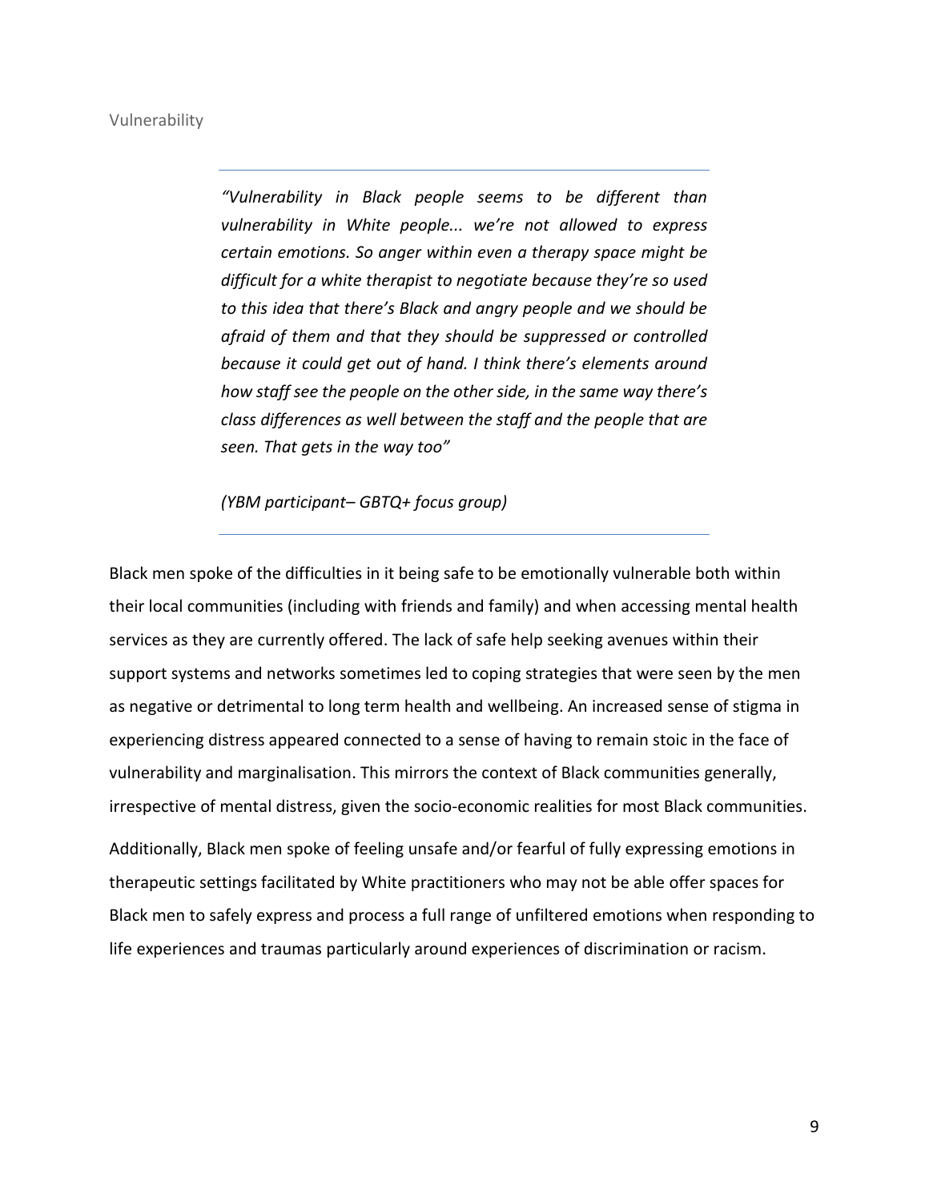## Vulnerability

> *"Vulnerability in Black people seems to be different than vulnerability in White people... we're not allowed to express certain emotions. So anger within even a therapy space might be difficult for a white therapist to negotiate because they're so used to this idea that there's Black and angry people and we should be afraid of them and that they should be suppressed or controlled because it could get out of hand. I think there's elements around how staff see the people on the other side, in the same way there's class differences as well between the staff and the people that are seen. That gets in the way too"*
>
> *(YBM participant– GBTQ+ focus group)*

Black men spoke of the difficulties in it being safe to be emotionally vulnerable both within their local communities (including with friends and family) and when accessing mental health services as they are currently offered. The lack of safe help seeking avenues within their support systems and networks sometimes led to coping strategies that were seen by the men as negative or detrimental to long term health and wellbeing. An increased sense of stigma in experiencing distress appeared connected to a sense of having to remain stoic in the face of vulnerability and marginalisation. This mirrors the context of Black communities generally, irrespective of mental distress, given the socio-economic realities for most Black communities.

Additionally, Black men spoke of feeling unsafe and/or fearful of fully expressing emotions in therapeutic settings facilitated by White practitioners who may not be able offer spaces for Black men to safely express and process a full range of unfiltered emotions when responding to life experiences and traumas particularly around experiences of discrimination or racism.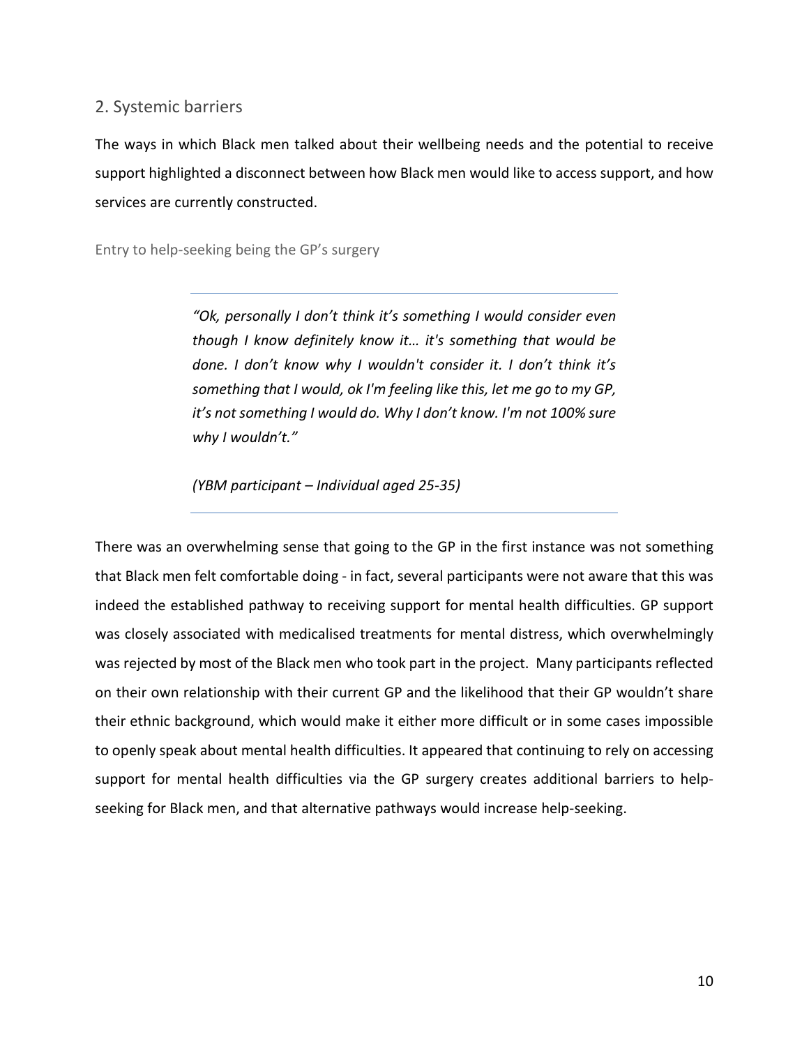## 2. Systemic barriers

The ways in which Black men talked about their wellbeing needs and the potential to receive support highlighted a disconnect between how Black men would like to access support, and how services are currently constructed.

### Entry to help-seeking being the GP's surgery

> *"Ok, personally I don't think it's something I would consider even though I know definitely know it… it's something that would be done. I don't know why I wouldn't consider it. I don't think it's something that I would, ok I'm feeling like this, let me go to my GP, it's not something I would do. Why I don't know. I'm not 100% sure why I wouldn't."*
>
> *(YBM participant – Individual aged 25-35)*

There was an overwhelming sense that going to the GP in the first instance was not something that Black men felt comfortable doing - in fact, several participants were not aware that this was indeed the established pathway to receiving support for mental health difficulties. GP support was closely associated with medicalised treatments for mental distress, which overwhelmingly was rejected by most of the Black men who took part in the project. Many participants reflected on their own relationship with their current GP and the likelihood that their GP wouldn't share their ethnic background, which would make it either more difficult or in some cases impossible to openly speak about mental health difficulties. It appeared that continuing to rely on accessing support for mental health difficulties via the GP surgery creates additional barriers to help-seeking for Black men, and that alternative pathways would increase help-seeking.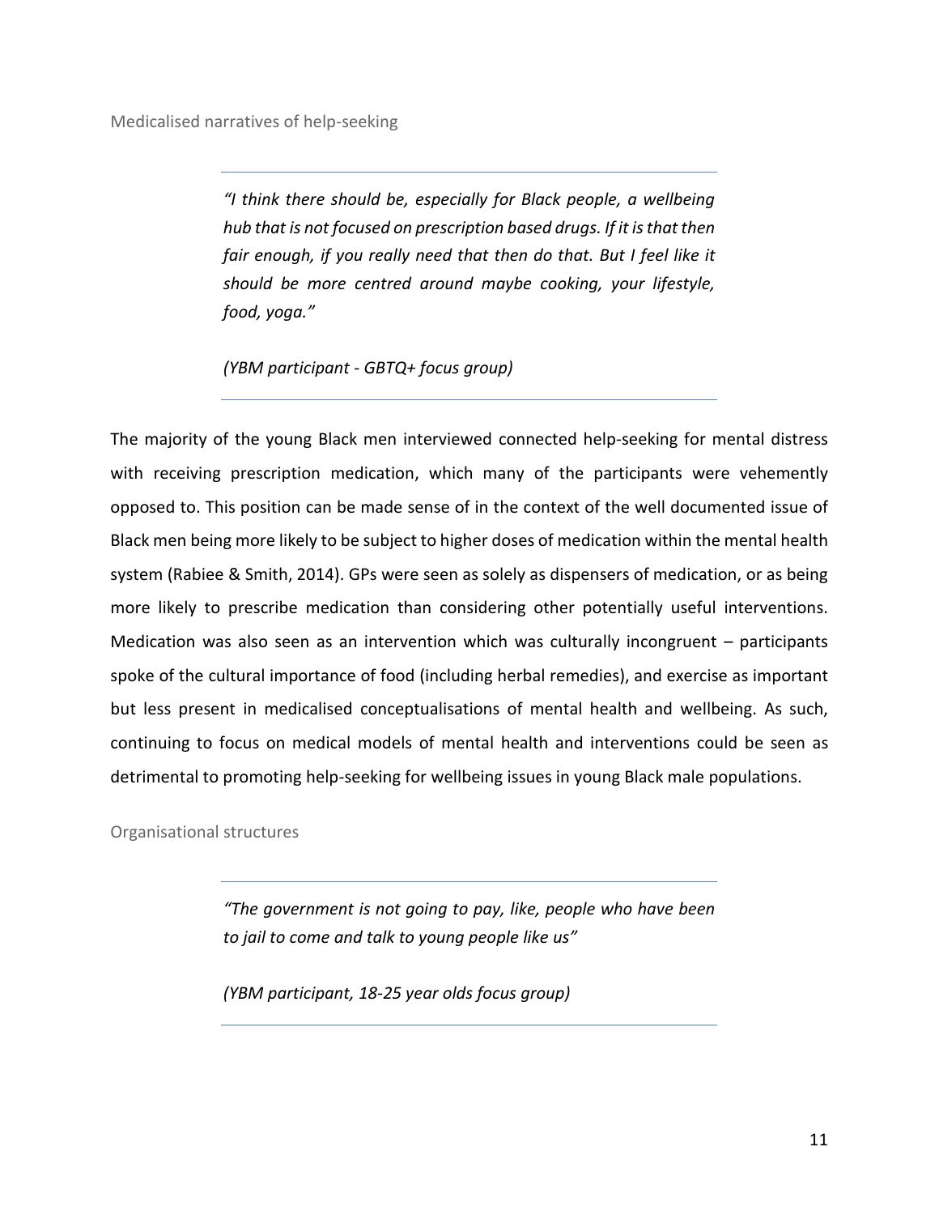### Medicalised narratives of help-seeking

> *"I think there should be, especially for Black people, a wellbeing hub that is not focused on prescription based drugs. If it is that then fair enough, if you really need that then do that. But I feel like it should be more centred around maybe cooking, your lifestyle, food, yoga."*
>
> *(YBM participant - GBTQ+ focus group)*

The majority of the young Black men interviewed connected help-seeking for mental distress with receiving prescription medication, which many of the participants were vehemently opposed to. This position can be made sense of in the context of the well documented issue of Black men being more likely to be subject to higher doses of medication within the mental health system (Rabiee & Smith, 2014). GPs were seen as solely as dispensers of medication, or as being more likely to prescribe medication than considering other potentially useful interventions. Medication was also seen as an intervention which was culturally incongruent – participants spoke of the cultural importance of food (including herbal remedies), and exercise as important but less present in medicalised conceptualisations of mental health and wellbeing. As such, continuing to focus on medical models of mental health and interventions could be seen as detrimental to promoting help-seeking for wellbeing issues in young Black male populations.

### Organisational structures

> *"The government is not going to pay, like, people who have been to jail to come and talk to young people like us"*
>
> *(YBM participant, 18-25 year olds focus group)*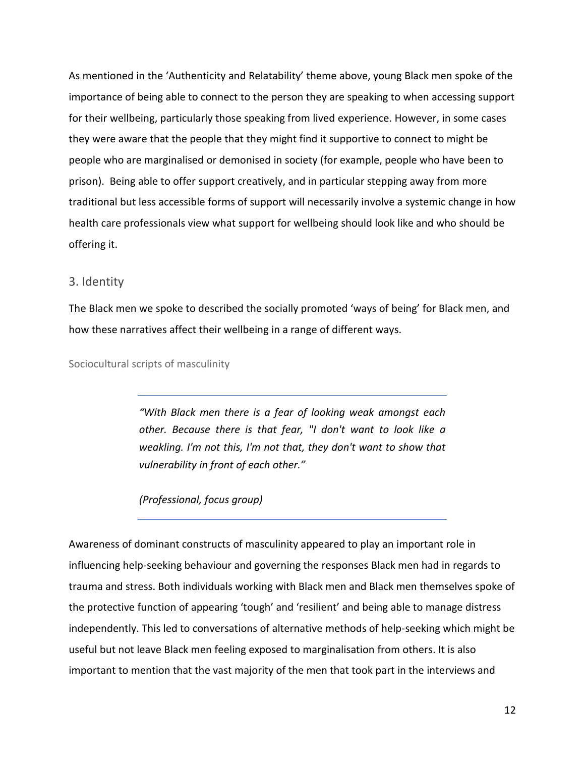As mentioned in the 'Authenticity and Relatability' theme above, young Black men spoke of the importance of being able to connect to the person they are speaking to when accessing support for their wellbeing, particularly those speaking from lived experience. However, in some cases they were aware that the people that they might find it supportive to connect to might be people who are marginalised or demonised in society (for example, people who have been to prison). Being able to offer support creatively, and in particular stepping away from more traditional but less accessible forms of support will necessarily involve a systemic change in how health care professionals view what support for wellbeing should look like and who should be offering it.

## 3. Identity

The Black men we spoke to described the socially promoted 'ways of being' for Black men, and how these narratives affect their wellbeing in a range of different ways.

### Sociocultural scripts of masculinity

---

> *"With Black men there is a fear of looking weak amongst each other. Because there is that fear, "I don't want to look like a weakling. I'm not this, I'm not that, they don't want to show that vulnerability in front of each other."*
>
> *(Professional, focus group)*

---

Awareness of dominant constructs of masculinity appeared to play an important role in influencing help-seeking behaviour and governing the responses Black men had in regards to trauma and stress. Both individuals working with Black men and Black men themselves spoke of the protective function of appearing 'tough' and 'resilient' and being able to manage distress independently. This led to conversations of alternative methods of help-seeking which might be useful but not leave Black men feeling exposed to marginalisation from others. It is also important to mention that the vast majority of the men that took part in the interviews and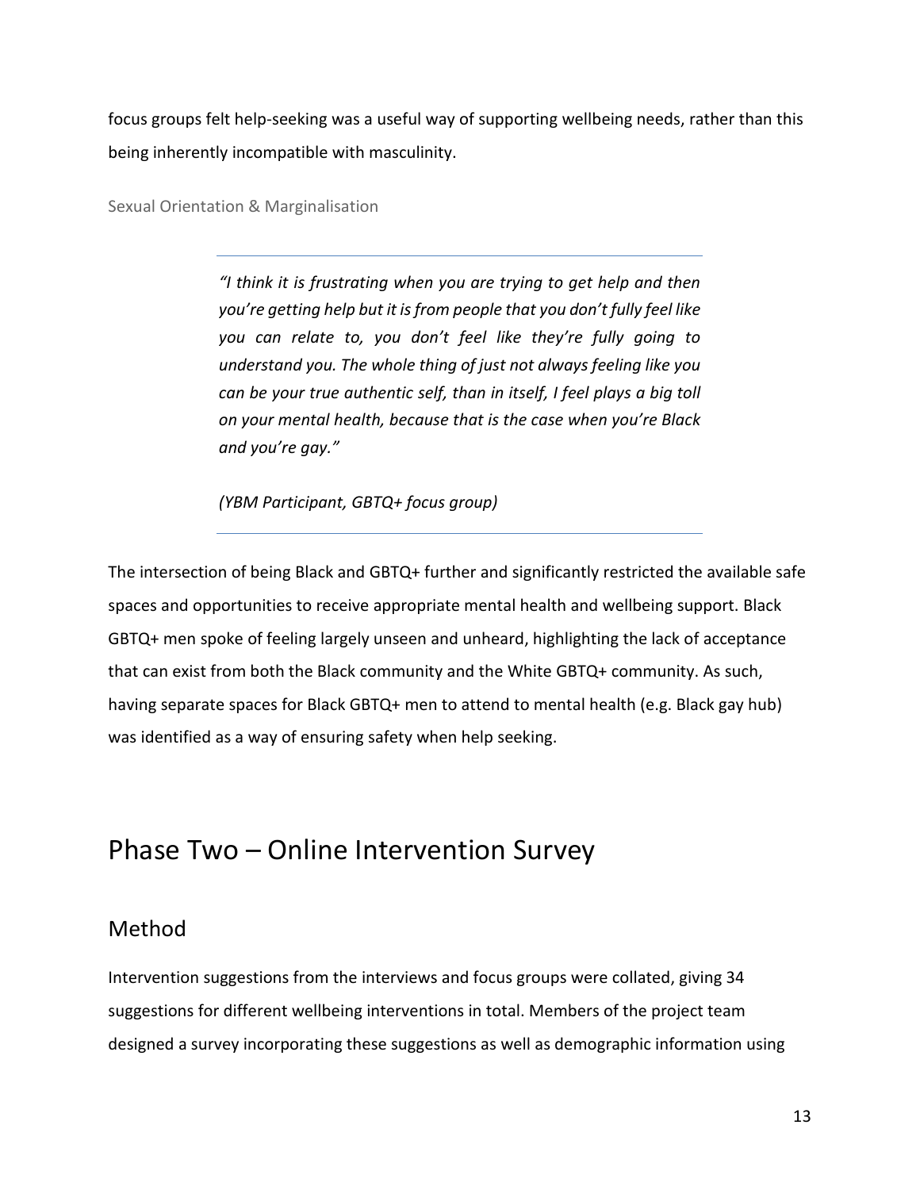focus groups felt help-seeking was a useful way of supporting wellbeing needs, rather than this being inherently incompatible with masculinity.

### Sexual Orientation & Marginalisation

> *"I think it is frustrating when you are trying to get help and then you're getting help but it is from people that you don't fully feel like you can relate to, you don't feel like they're fully going to understand you. The whole thing of just not always feeling like you can be your true authentic self, than in itself, I feel plays a big toll on your mental health, because that is the case when you're Black and you're gay."*
>
> *(YBM Participant, GBTQ+ focus group)*

The intersection of being Black and GBTQ+ further and significantly restricted the available safe spaces and opportunities to receive appropriate mental health and wellbeing support. Black GBTQ+ men spoke of feeling largely unseen and unheard, highlighting the lack of acceptance that can exist from both the Black community and the White GBTQ+ community. As such, having separate spaces for Black GBTQ+ men to attend to mental health (e.g. Black gay hub) was identified as a way of ensuring safety when help seeking.

# Phase Two – Online Intervention Survey

## Method

Intervention suggestions from the interviews and focus groups were collated, giving 34 suggestions for different wellbeing interventions in total. Members of the project team designed a survey incorporating these suggestions as well as demographic information using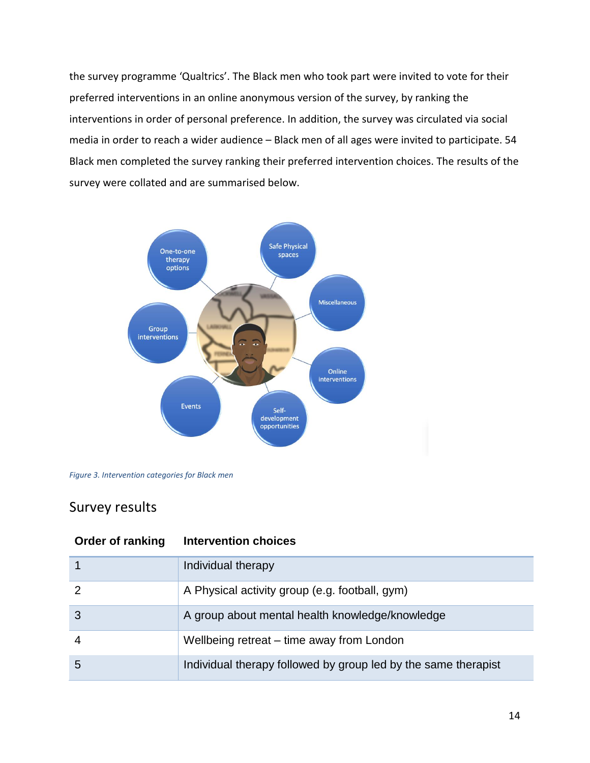the survey programme ‘Qualtrics’. The Black men who took part were invited to vote for their preferred interventions in an online anonymous version of the survey, by ranking the interventions in order of personal preference. In addition, the survey was circulated via social media in order to reach a wider audience – Black men of all ages were invited to participate. 54 Black men completed the survey ranking their preferred intervention choices. The results of the survey were collated and are summarised below.

One-to-one therapy options

Safe Physical spaces

Miscellaneous

Online interventions

Self-development opportunities

Events

Group interventions

*Figure 3. Intervention categories for Black men*

## Survey results

| Order of ranking | Intervention choices |
|---|---|
| 1 | Individual therapy |
| 2 | A Physical activity group (e.g. football, gym) |
| 3 | A group about mental health knowledge/knowledge |
| 4 | Wellbeing retreat – time away from London |
| 5 | Individual therapy followed by group led by the same therapist |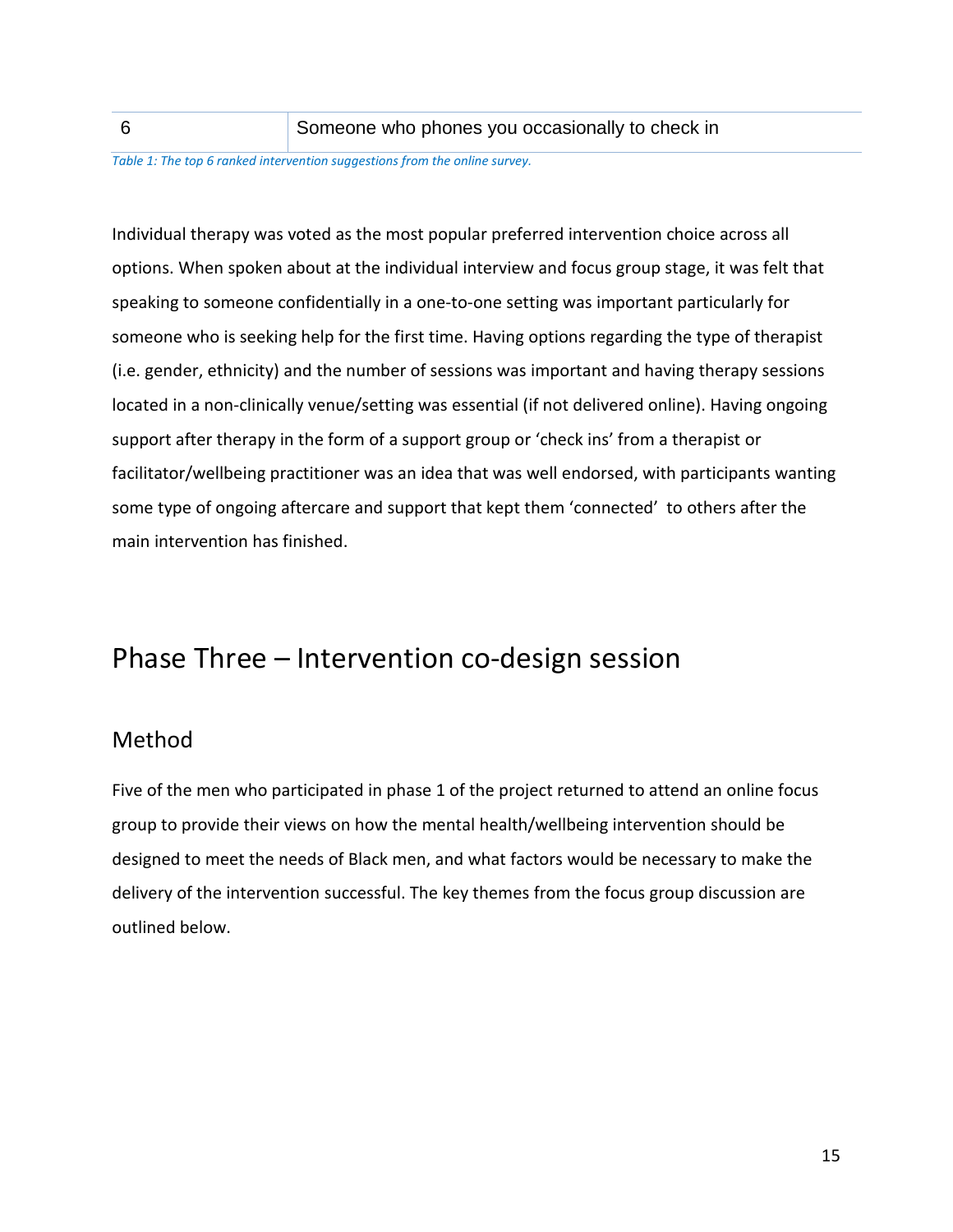| | |
|---|---|
| 6 | Someone who phones you occasionally to check in |

*Table 1: The top 6 ranked intervention suggestions from the online survey.*

Individual therapy was voted as the most popular preferred intervention choice across all options. When spoken about at the individual interview and focus group stage, it was felt that speaking to someone confidentially in a one-to-one setting was important particularly for someone who is seeking help for the first time. Having options regarding the type of therapist (i.e. gender, ethnicity) and the number of sessions was important and having therapy sessions located in a non-clinically venue/setting was essential (if not delivered online). Having ongoing support after therapy in the form of a support group or 'check ins' from a therapist or facilitator/wellbeing practitioner was an idea that was well endorsed, with participants wanting some type of ongoing aftercare and support that kept them 'connected' to others after the main intervention has finished.

# Phase Three – Intervention co-design session

## Method

Five of the men who participated in phase 1 of the project returned to attend an online focus group to provide their views on how the mental health/wellbeing intervention should be designed to meet the needs of Black men, and what factors would be necessary to make the delivery of the intervention successful. The key themes from the focus group discussion are outlined below.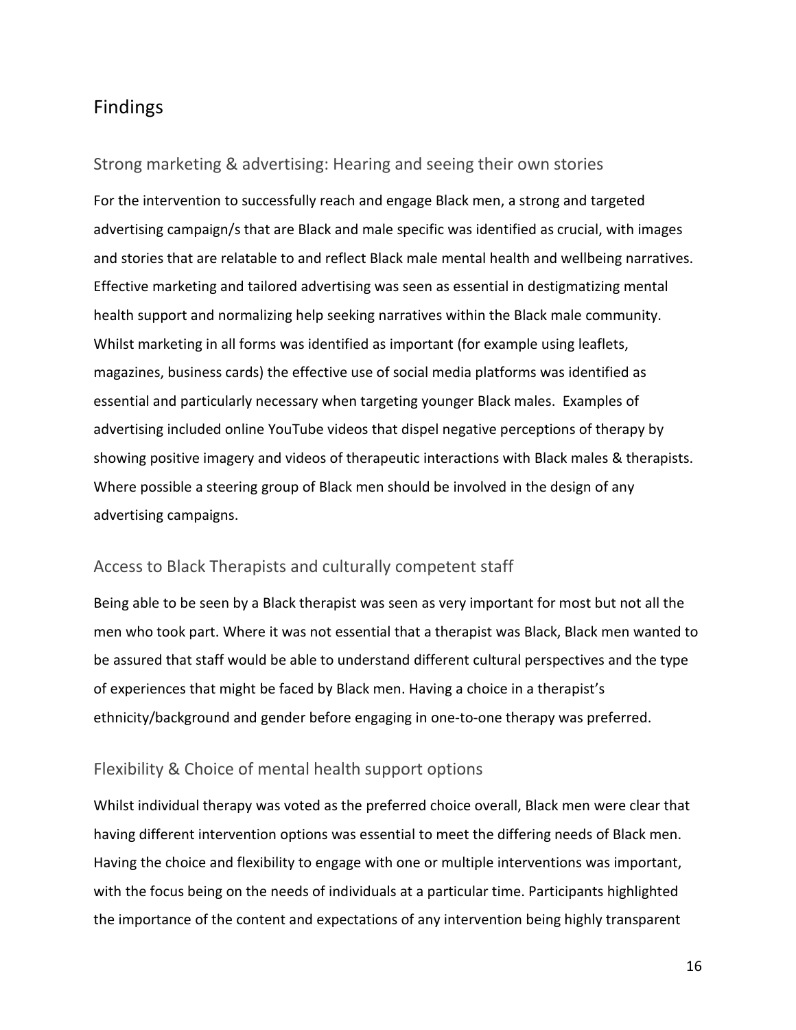# Findings

## Strong marketing & advertising: Hearing and seeing their own stories

For the intervention to successfully reach and engage Black men, a strong and targeted advertising campaign/s that are Black and male specific was identified as crucial, with images and stories that are relatable to and reflect Black male mental health and wellbeing narratives. Effective marketing and tailored advertising was seen as essential in destigmatizing mental health support and normalizing help seeking narratives within the Black male community. Whilst marketing in all forms was identified as important (for example using leaflets, magazines, business cards) the effective use of social media platforms was identified as essential and particularly necessary when targeting younger Black males. Examples of advertising included online YouTube videos that dispel negative perceptions of therapy by showing positive imagery and videos of therapeutic interactions with Black males & therapists. Where possible a steering group of Black men should be involved in the design of any advertising campaigns.

## Access to Black Therapists and culturally competent staff

Being able to be seen by a Black therapist was seen as very important for most but not all the men who took part. Where it was not essential that a therapist was Black, Black men wanted to be assured that staff would be able to understand different cultural perspectives and the type of experiences that might be faced by Black men. Having a choice in a therapist's ethnicity/background and gender before engaging in one-to-one therapy was preferred.

## Flexibility & Choice of mental health support options

Whilst individual therapy was voted as the preferred choice overall, Black men were clear that having different intervention options was essential to meet the differing needs of Black men. Having the choice and flexibility to engage with one or multiple interventions was important, with the focus being on the needs of individuals at a particular time. Participants highlighted the importance of the content and expectations of any intervention being highly transparent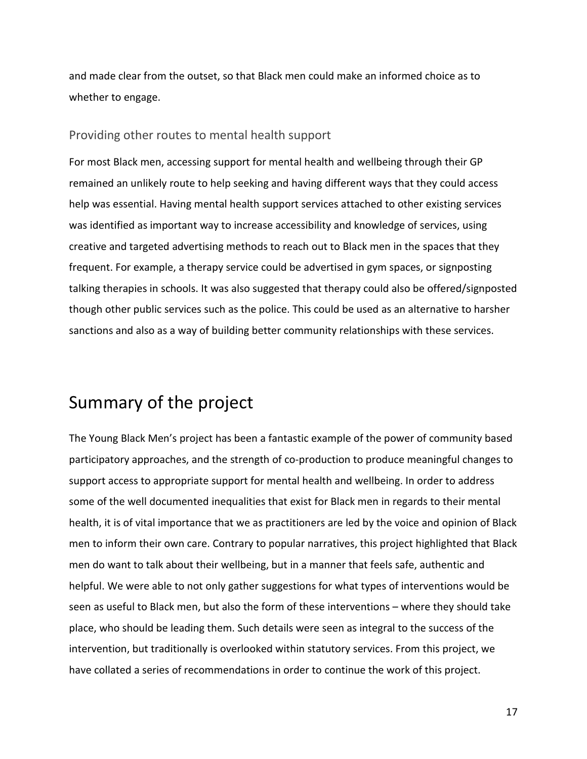and made clear from the outset, so that Black men could make an informed choice as to whether to engage.

### Providing other routes to mental health support

For most Black men, accessing support for mental health and wellbeing through their GP remained an unlikely route to help seeking and having different ways that they could access help was essential. Having mental health support services attached to other existing services was identified as important way to increase accessibility and knowledge of services, using creative and targeted advertising methods to reach out to Black men in the spaces that they frequent. For example, a therapy service could be advertised in gym spaces, or signposting talking therapies in schools. It was also suggested that therapy could also be offered/signposted though other public services such as the police. This could be used as an alternative to harsher sanctions and also as a way of building better community relationships with these services.

## Summary of the project

The Young Black Men's project has been a fantastic example of the power of community based participatory approaches, and the strength of co-production to produce meaningful changes to support access to appropriate support for mental health and wellbeing. In order to address some of the well documented inequalities that exist for Black men in regards to their mental health, it is of vital importance that we as practitioners are led by the voice and opinion of Black men to inform their own care. Contrary to popular narratives, this project highlighted that Black men do want to talk about their wellbeing, but in a manner that feels safe, authentic and helpful. We were able to not only gather suggestions for what types of interventions would be seen as useful to Black men, but also the form of these interventions – where they should take place, who should be leading them. Such details were seen as integral to the success of the intervention, but traditionally is overlooked within statutory services. From this project, we have collated a series of recommendations in order to continue the work of this project.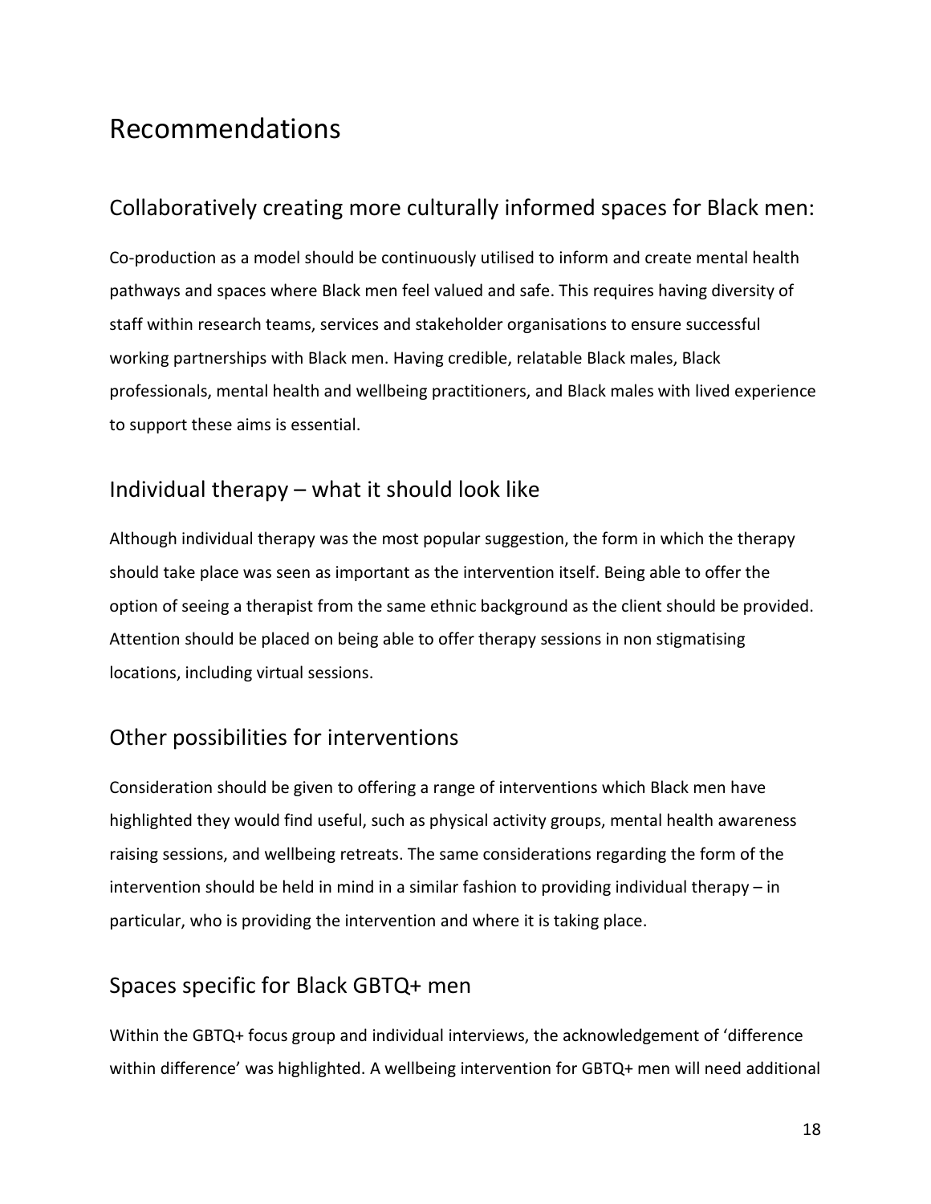# Recommendations

## Collaboratively creating more culturally informed spaces for Black men:

Co-production as a model should be continuously utilised to inform and create mental health pathways and spaces where Black men feel valued and safe. This requires having diversity of staff within research teams, services and stakeholder organisations to ensure successful working partnerships with Black men. Having credible, relatable Black males, Black professionals, mental health and wellbeing practitioners, and Black males with lived experience to support these aims is essential.

## Individual therapy – what it should look like

Although individual therapy was the most popular suggestion, the form in which the therapy should take place was seen as important as the intervention itself. Being able to offer the option of seeing a therapist from the same ethnic background as the client should be provided. Attention should be placed on being able to offer therapy sessions in non stigmatising locations, including virtual sessions.

## Other possibilities for interventions

Consideration should be given to offering a range of interventions which Black men have highlighted they would find useful, such as physical activity groups, mental health awareness raising sessions, and wellbeing retreats. The same considerations regarding the form of the intervention should be held in mind in a similar fashion to providing individual therapy – in particular, who is providing the intervention and where it is taking place.

## Spaces specific for Black GBTQ+ men

Within the GBTQ+ focus group and individual interviews, the acknowledgement of 'difference within difference' was highlighted. A wellbeing intervention for GBTQ+ men will need additional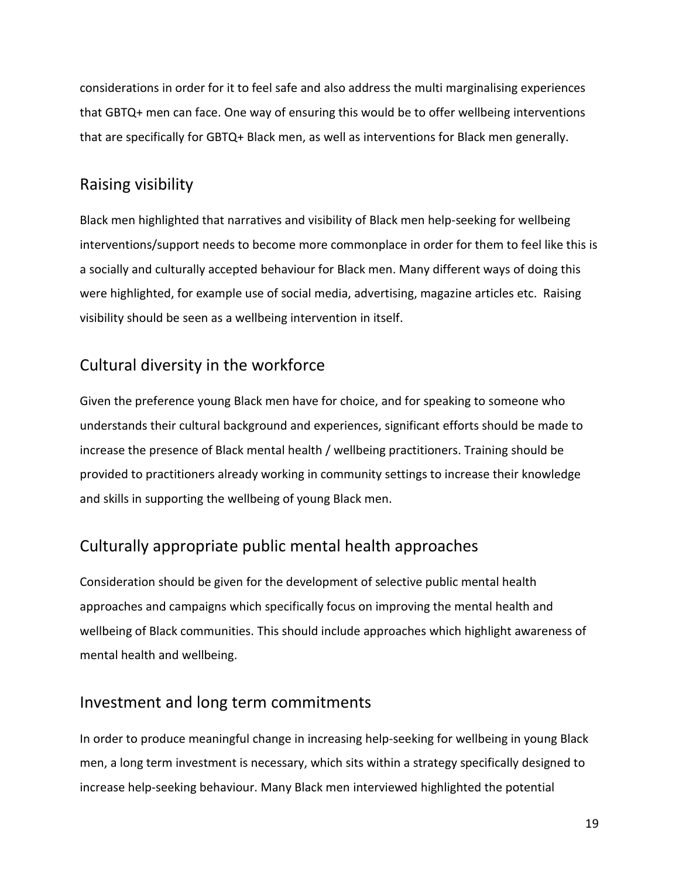considerations in order for it to feel safe and also address the multi marginalising experiences that GBTQ+ men can face. One way of ensuring this would be to offer wellbeing interventions that are specifically for GBTQ+ Black men, as well as interventions for Black men generally.

## Raising visibility

Black men highlighted that narratives and visibility of Black men help-seeking for wellbeing interventions/support needs to become more commonplace in order for them to feel like this is a socially and culturally accepted behaviour for Black men. Many different ways of doing this were highlighted, for example use of social media, advertising, magazine articles etc. Raising visibility should be seen as a wellbeing intervention in itself.

## Cultural diversity in the workforce

Given the preference young Black men have for choice, and for speaking to someone who understands their cultural background and experiences, significant efforts should be made to increase the presence of Black mental health / wellbeing practitioners. Training should be provided to practitioners already working in community settings to increase their knowledge and skills in supporting the wellbeing of young Black men.

## Culturally appropriate public mental health approaches

Consideration should be given for the development of selective public mental health approaches and campaigns which specifically focus on improving the mental health and wellbeing of Black communities. This should include approaches which highlight awareness of mental health and wellbeing.

## Investment and long term commitments

In order to produce meaningful change in increasing help-seeking for wellbeing in young Black men, a long term investment is necessary, which sits within a strategy specifically designed to increase help-seeking behaviour. Many Black men interviewed highlighted the potential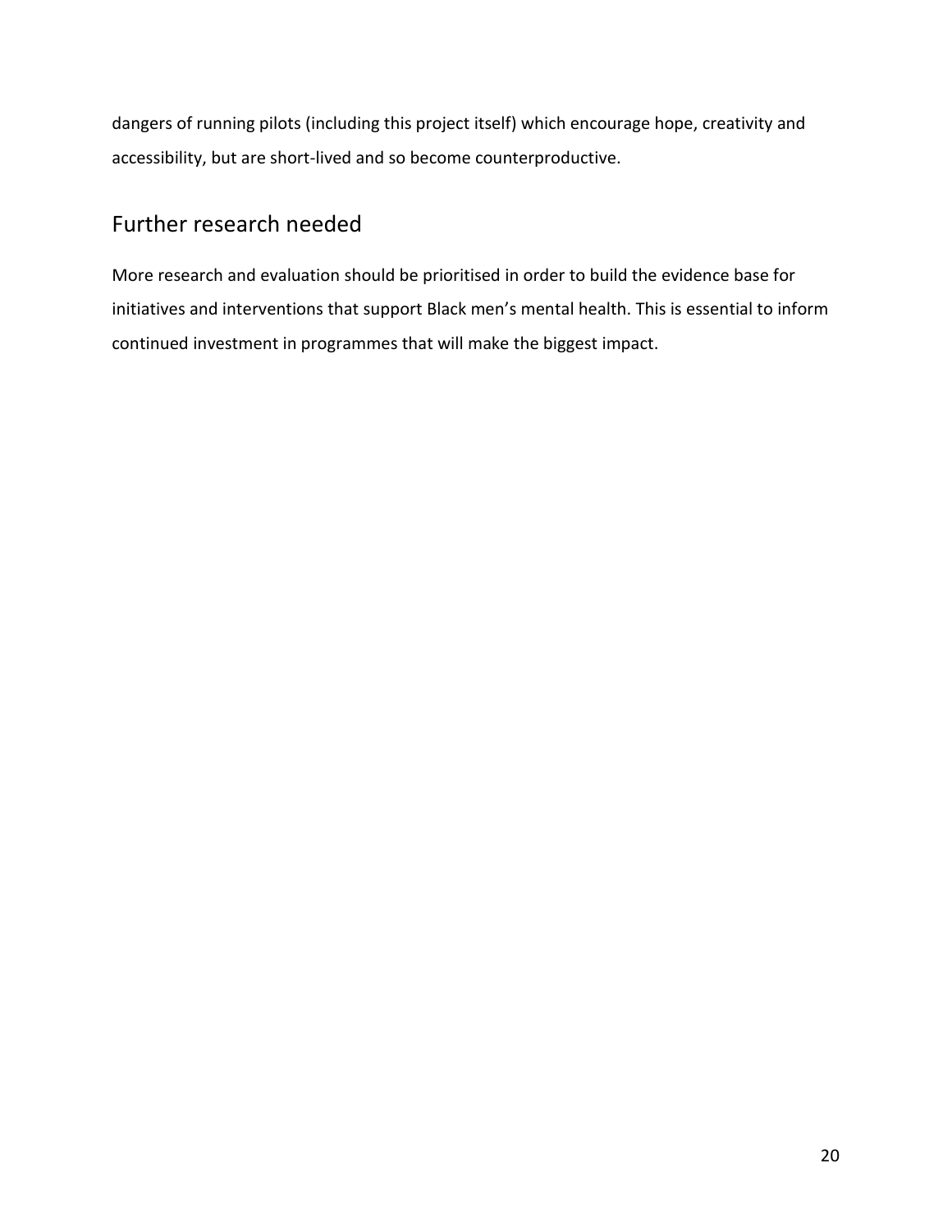dangers of running pilots (including this project itself) which encourage hope, creativity and accessibility, but are short-lived and so become counterproductive.

## Further research needed

More research and evaluation should be prioritised in order to build the evidence base for initiatives and interventions that support Black men's mental health. This is essential to inform continued investment in programmes that will make the biggest impact.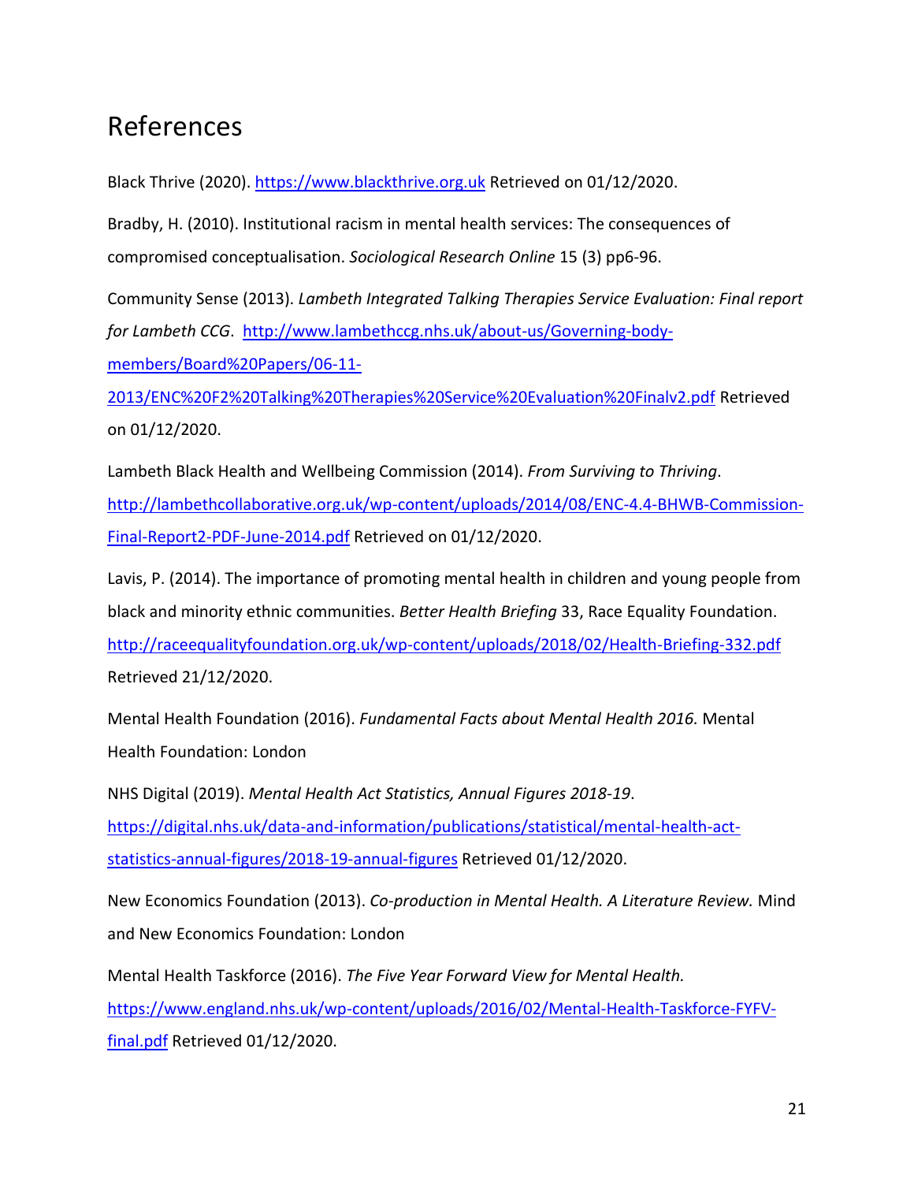# References

Black Thrive (2020). https://www.blackthrive.org.uk Retrieved on 01/12/2020.

Bradby, H. (2010). Institutional racism in mental health services: The consequences of compromised conceptualisation. *Sociological Research Online* 15 (3) pp6-96.

Community Sense (2013). *Lambeth Integrated Talking Therapies Service Evaluation: Final report for Lambeth CCG*. http://www.lambethccg.nhs.uk/about-us/Governing-body-members/Board%20Papers/06-11-2013/ENC%20F2%20Talking%20Therapies%20Service%20Evaluation%20Finalv2.pdf Retrieved on 01/12/2020.

Lambeth Black Health and Wellbeing Commission (2014). *From Surviving to Thriving*. http://lambethcollaborative.org.uk/wp-content/uploads/2014/08/ENC-4.4-BHWB-Commission-Final-Report2-PDF-June-2014.pdf Retrieved on 01/12/2020.

Lavis, P. (2014). The importance of promoting mental health in children and young people from black and minority ethnic communities. *Better Health Briefing* 33, Race Equality Foundation. http://raceequalityfoundation.org.uk/wp-content/uploads/2018/02/Health-Briefing-332.pdf Retrieved 21/12/2020.

Mental Health Foundation (2016). *Fundamental Facts about Mental Health 2016.* Mental Health Foundation: London

NHS Digital (2019). *Mental Health Act Statistics, Annual Figures 2018-19*. https://digital.nhs.uk/data-and-information/publications/statistical/mental-health-act-statistics-annual-figures/2018-19-annual-figures Retrieved 01/12/2020.

New Economics Foundation (2013). *Co-production in Mental Health. A Literature Review.* Mind and New Economics Foundation: London

Mental Health Taskforce (2016). *The Five Year Forward View for Mental Health.* https://www.england.nhs.uk/wp-content/uploads/2016/02/Mental-Health-Taskforce-FYFV-final.pdf Retrieved 01/12/2020.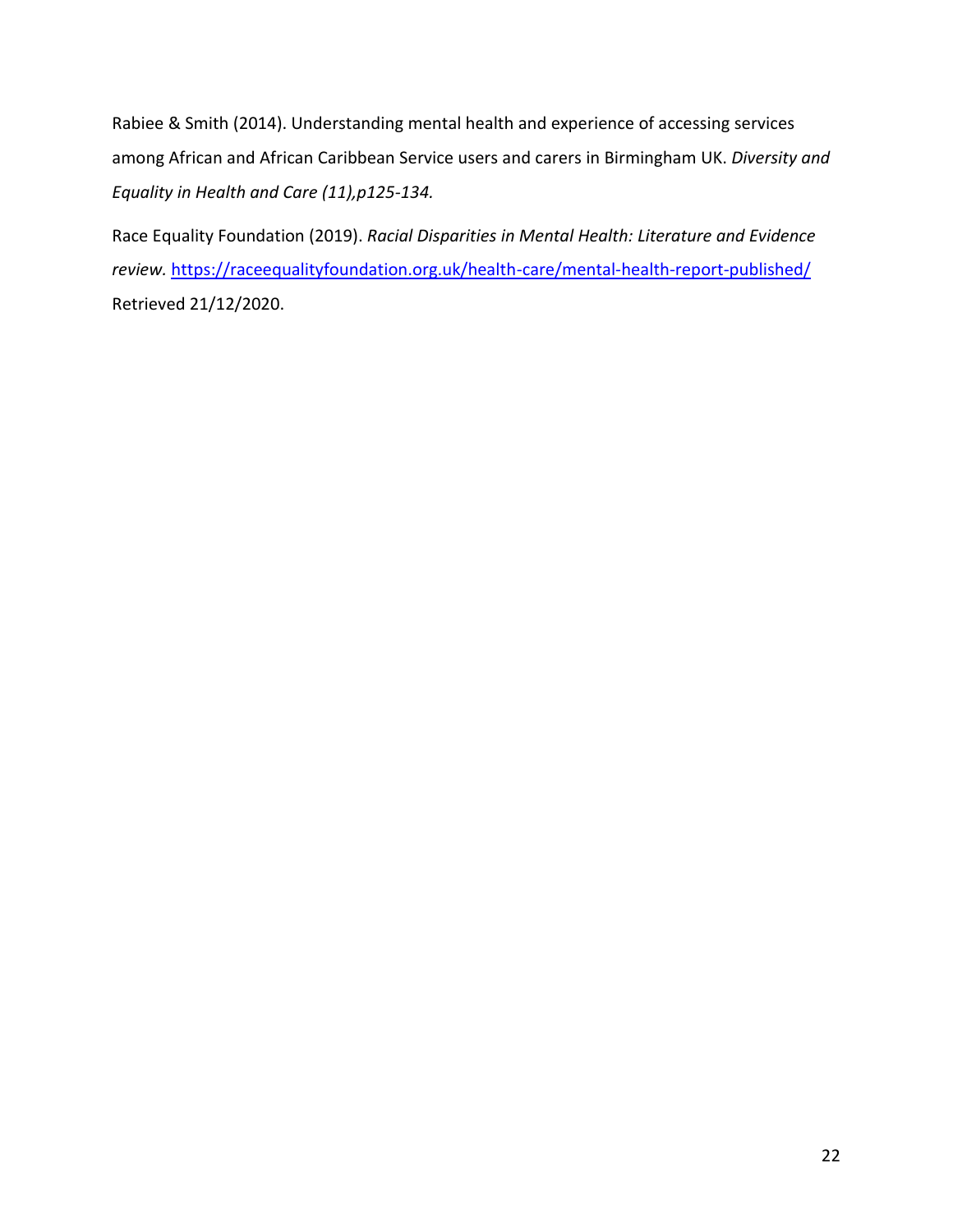Rabiee & Smith (2014). Understanding mental health and experience of accessing services among African and African Caribbean Service users and carers in Birmingham UK. *Diversity and Equality in Health and Care (11),p125-134.*

Race Equality Foundation (2019). *Racial Disparities in Mental Health: Literature and Evidence review.* https://raceequalityfoundation.org.uk/health-care/mental-health-report-published/ Retrieved 21/12/2020.